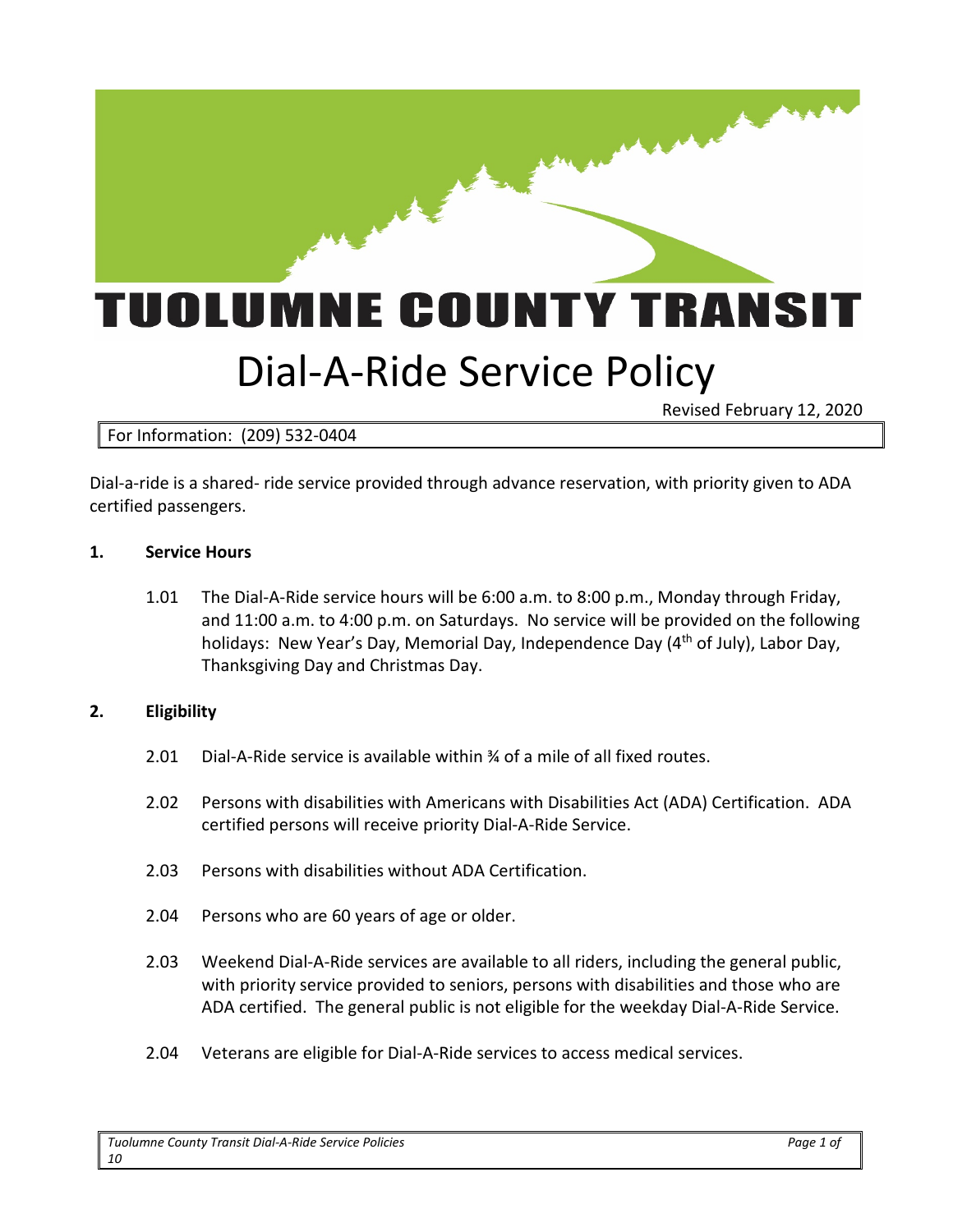# TUOLUMNE COUNTY TRANSIT

# Dial-A-Ride Service Policy

Revised February 12, 2020

For Information: (209) 532-0404

Dial-a-ride is a shared- ride service provided through advance reservation, with priority given to ADA certified passengers.

## 1. Service Hours

1.01 The Dial-A-Ride service hours will be 6:00 a.m. to 8:00 p.m., Monday through Friday, and 11:00 a.m. to 4:00 p.m. on Saturdays. No service will be provided on the following holidays: New Year's Day, Memorial Day, Independence Day (4th of July), Labor Day, Thanksgiving Day and Christmas Day.

## 2. Eligibility

2.01 Dial-A-Ride service is available within ¾ of a mile of all fixed routes.

2.02 Persons with disabilities with Americans with Disabilities Act (ADA) Certification. ADA certified persons will receive priority Dial-A-Ride Service.

2.03 Persons with disabilities without ADA Certification.

2.04 Persons who are 60 years of age or older.

2.03 Weekend Dial-A-Ride services are available to all riders, including the general public, with priority service provided to seniors, persons with disabilities and those who are ADA certified. The general public is not eligible for the weekday Dial-A-Ride Service.

2.04 Veterans are eligible for Dial-A-Ride services to access medical services.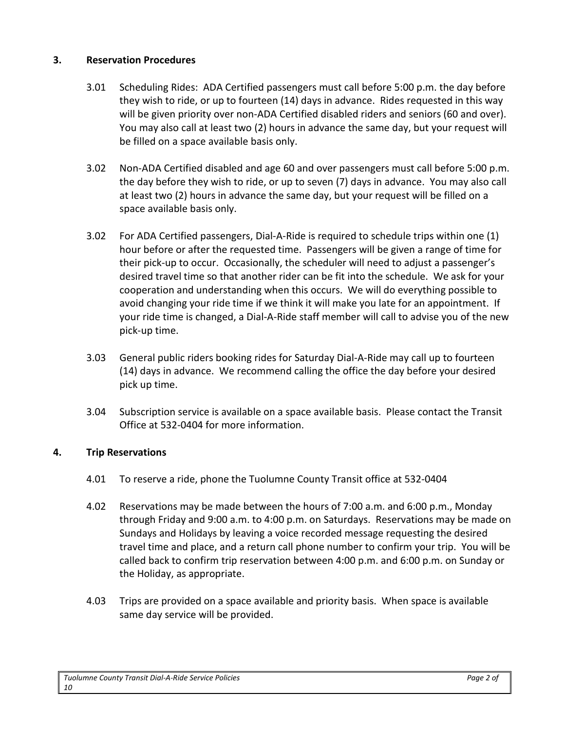## 3. Reservation Procedures

3.01 Scheduling Rides: ADA Certified passengers must call before 5:00 p.m. the day before they wish to ride, or up to fourteen (14) days in advance. Rides requested in this way will be given priority over non-ADA Certified disabled riders and seniors (60 and over). You may also call at least two (2) hours in advance the same day, but your request will be filled on a space available basis only.

3.02 Non-ADA Certified disabled and age 60 and over passengers must call before 5:00 p.m. the day before they wish to ride, or up to seven (7) days in advance. You may also call at least two (2) hours in advance the same day, but your request will be filled on a space available basis only.

3.02 For ADA Certified passengers, Dial-A-Ride is required to schedule trips within one (1) hour before or after the requested time. Passengers will be given a range of time for their pick-up to occur. Occasionally, the scheduler will need to adjust a passenger's desired travel time so that another rider can be fit into the schedule. We ask for your cooperation and understanding when this occurs. We will do everything possible to avoid changing your ride time if we think it will make you late for an appointment. If your ride time is changed, a Dial-A-Ride staff member will call to advise you of the new pick-up time.

3.03 General public riders booking rides for Saturday Dial-A-Ride may call up to fourteen (14) days in advance. We recommend calling the office the day before your desired pick up time.

3.04 Subscription service is available on a space available basis. Please contact the Transit Office at 532-0404 for more information.

## 4. Trip Reservations

4.01 To reserve a ride, phone the Tuolumne County Transit office at 532-0404

4.02 Reservations may be made between the hours of 7:00 a.m. and 6:00 p.m., Monday through Friday and 9:00 a.m. to 4:00 p.m. on Saturdays. Reservations may be made on Sundays and Holidays by leaving a voice recorded message requesting the desired travel time and place, and a return call phone number to confirm your trip. You will be called back to confirm trip reservation between 4:00 p.m. and 6:00 p.m. on Sunday or the Holiday, as appropriate.

4.03 Trips are provided on a space available and priority basis. When space is available same day service will be provided.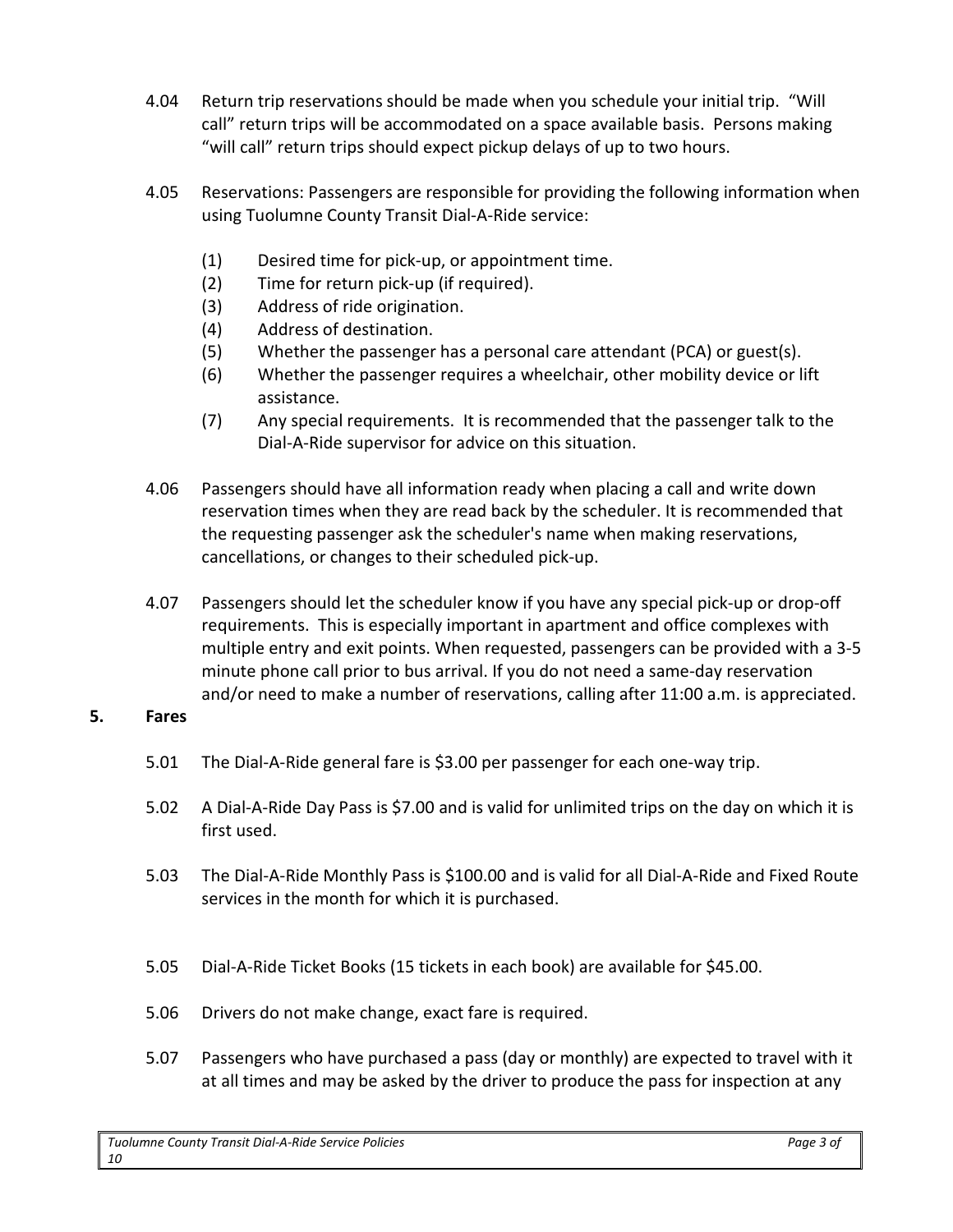4.04 Return trip reservations should be made when you schedule your initial trip. "Will call" return trips will be accommodated on a space available basis. Persons making "will call" return trips should expect pickup delays of up to two hours.

4.05 Reservations: Passengers are responsible for providing the following information when using Tuolumne County Transit Dial-A-Ride service:

(1) Desired time for pick-up, or appointment time.
(2) Time for return pick-up (if required).
(3) Address of ride origination.
(4) Address of destination.
(5) Whether the passenger has a personal care attendant (PCA) or guest(s).
(6) Whether the passenger requires a wheelchair, other mobility device or lift assistance.
(7) Any special requirements. It is recommended that the passenger talk to the Dial-A-Ride supervisor for advice on this situation.

4.06 Passengers should have all information ready when placing a call and write down reservation times when they are read back by the scheduler. It is recommended that the requesting passenger ask the scheduler's name when making reservations, cancellations, or changes to their scheduled pick-up.

4.07 Passengers should let the scheduler know if you have any special pick-up or drop-off requirements. This is especially important in apartment and office complexes with multiple entry and exit points. When requested, passengers can be provided with a 3-5 minute phone call prior to bus arrival. If you do not need a same-day reservation and/or need to make a number of reservations, calling after 11:00 a.m. is appreciated.

## 5. Fares

5.01 The Dial-A-Ride general fare is $3.00 per passenger for each one-way trip.

5.02 A Dial-A-Ride Day Pass is $7.00 and is valid for unlimited trips on the day on which it is first used.

5.03 The Dial-A-Ride Monthly Pass is $100.00 and is valid for all Dial-A-Ride and Fixed Route services in the month for which it is purchased.

5.05 Dial-A-Ride Ticket Books (15 tickets in each book) are available for $45.00.

5.06 Drivers do not make change, exact fare is required.

5.07 Passengers who have purchased a pass (day or monthly) are expected to travel with it at all times and may be asked by the driver to produce the pass for inspection at any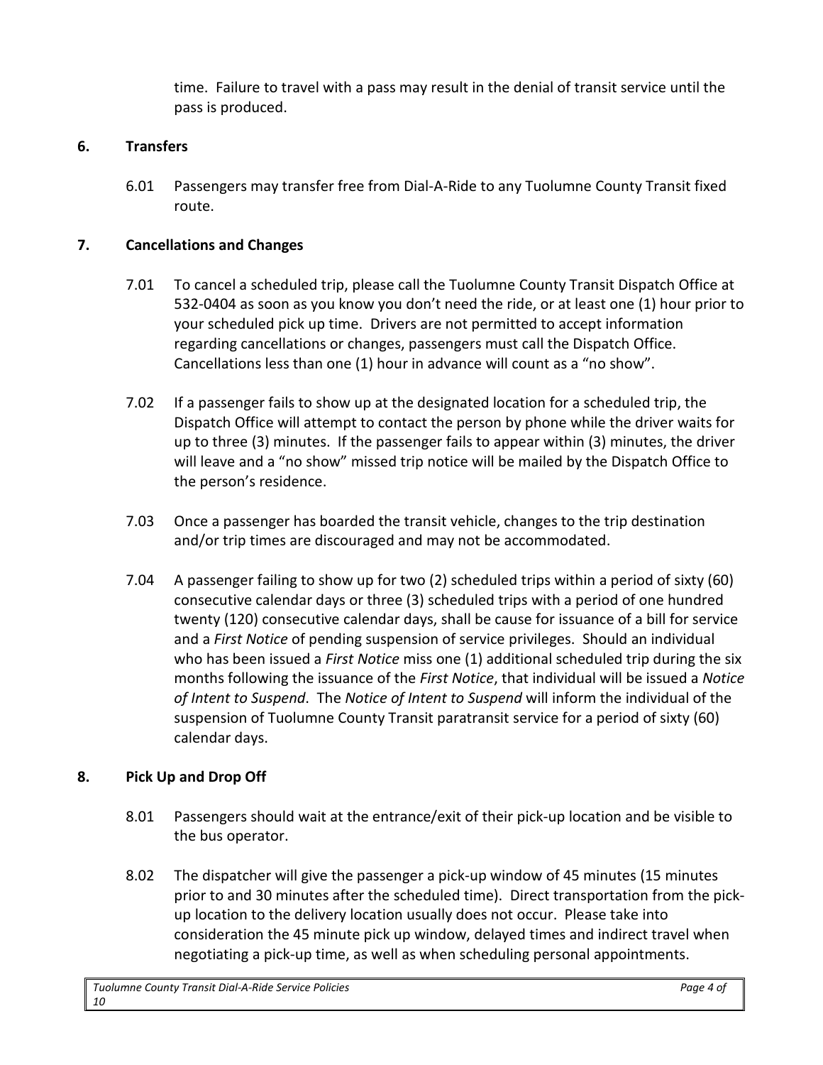time. Failure to travel with a pass may result in the denial of transit service until the pass is produced.

## 6. Transfers

6.01 Passengers may transfer free from Dial-A-Ride to any Tuolumne County Transit fixed route.

## 7. Cancellations and Changes

7.01 To cancel a scheduled trip, please call the Tuolumne County Transit Dispatch Office at 532-0404 as soon as you know you don't need the ride, or at least one (1) hour prior to your scheduled pick up time. Drivers are not permitted to accept information regarding cancellations or changes, passengers must call the Dispatch Office. Cancellations less than one (1) hour in advance will count as a "no show".

7.02 If a passenger fails to show up at the designated location for a scheduled trip, the Dispatch Office will attempt to contact the person by phone while the driver waits for up to three (3) minutes. If the passenger fails to appear within (3) minutes, the driver will leave and a "no show" missed trip notice will be mailed by the Dispatch Office to the person's residence.

7.03 Once a passenger has boarded the transit vehicle, changes to the trip destination and/or trip times are discouraged and may not be accommodated.

7.04 A passenger failing to show up for two (2) scheduled trips within a period of sixty (60) consecutive calendar days or three (3) scheduled trips with a period of one hundred twenty (120) consecutive calendar days, shall be cause for issuance of a bill for service and a *First Notice* of pending suspension of service privileges. Should an individual who has been issued a *First Notice* miss one (1) additional scheduled trip during the six months following the issuance of the *First Notice*, that individual will be issued a *Notice of Intent to Suspend*. The *Notice of Intent to Suspend* will inform the individual of the suspension of Tuolumne County Transit paratransit service for a period of sixty (60) calendar days.

## 8. Pick Up and Drop Off

8.01 Passengers should wait at the entrance/exit of their pick-up location and be visible to the bus operator.

8.02 The dispatcher will give the passenger a pick-up window of 45 minutes (15 minutes prior to and 30 minutes after the scheduled time). Direct transportation from the pick-up location to the delivery location usually does not occur. Please take into consideration the 45 minute pick up window, delayed times and indirect travel when negotiating a pick-up time, as well as when scheduling personal appointments.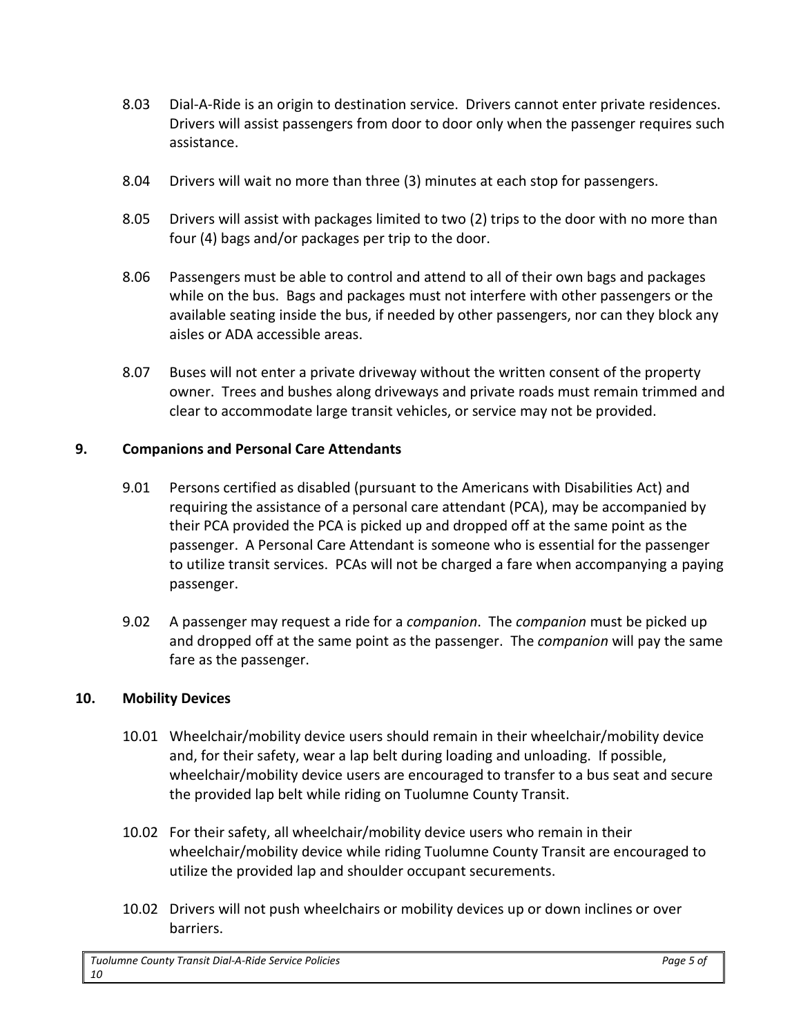8.03 Dial-A-Ride is an origin to destination service. Drivers cannot enter private residences. Drivers will assist passengers from door to door only when the passenger requires such assistance.

8.04 Drivers will wait no more than three (3) minutes at each stop for passengers.

8.05 Drivers will assist with packages limited to two (2) trips to the door with no more than four (4) bags and/or packages per trip to the door.

8.06 Passengers must be able to control and attend to all of their own bags and packages while on the bus. Bags and packages must not interfere with other passengers or the available seating inside the bus, if needed by other passengers, nor can they block any aisles or ADA accessible areas.

8.07 Buses will not enter a private driveway without the written consent of the property owner. Trees and bushes along driveways and private roads must remain trimmed and clear to accommodate large transit vehicles, or service may not be provided.

## 9. Companions and Personal Care Attendants

9.01 Persons certified as disabled (pursuant to the Americans with Disabilities Act) and requiring the assistance of a personal care attendant (PCA), may be accompanied by their PCA provided the PCA is picked up and dropped off at the same point as the passenger. A Personal Care Attendant is someone who is essential for the passenger to utilize transit services. PCAs will not be charged a fare when accompanying a paying passenger.

9.02 A passenger may request a ride for a *companion*. The *companion* must be picked up and dropped off at the same point as the passenger. The *companion* will pay the same fare as the passenger.

## 10. Mobility Devices

10.01 Wheelchair/mobility device users should remain in their wheelchair/mobility device and, for their safety, wear a lap belt during loading and unloading. If possible, wheelchair/mobility device users are encouraged to transfer to a bus seat and secure the provided lap belt while riding on Tuolumne County Transit.

10.02 For their safety, all wheelchair/mobility device users who remain in their wheelchair/mobility device while riding Tuolumne County Transit are encouraged to utilize the provided lap and shoulder occupant securements.

10.02 Drivers will not push wheelchairs or mobility devices up or down inclines or over barriers.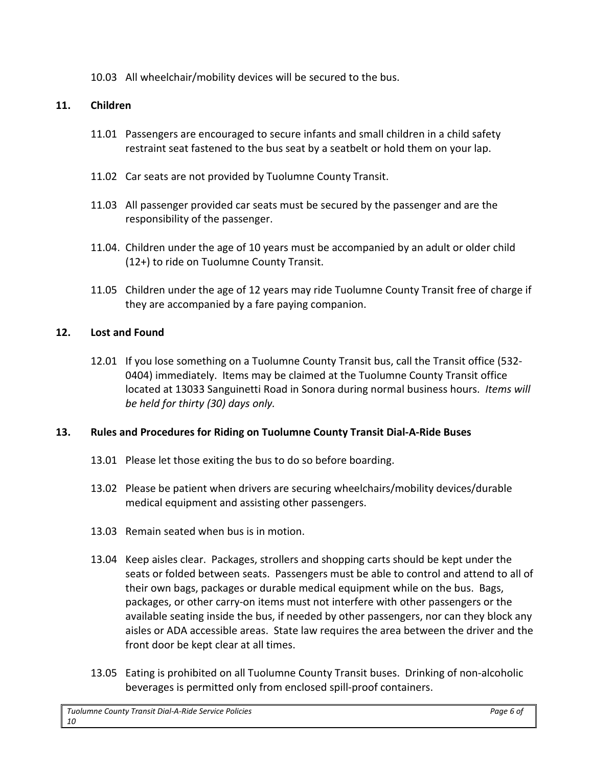10.03 All wheelchair/mobility devices will be secured to the bus.

## 11. Children

11.01 Passengers are encouraged to secure infants and small children in a child safety restraint seat fastened to the bus seat by a seatbelt or hold them on your lap.

11.02 Car seats are not provided by Tuolumne County Transit.

11.03 All passenger provided car seats must be secured by the passenger and are the responsibility of the passenger.

11.04. Children under the age of 10 years must be accompanied by an adult or older child (12+) to ride on Tuolumne County Transit.

11.05 Children under the age of 12 years may ride Tuolumne County Transit free of charge if they are accompanied by a fare paying companion.

## 12. Lost and Found

12.01 If you lose something on a Tuolumne County Transit bus, call the Transit office (532-0404) immediately. Items may be claimed at the Tuolumne County Transit office located at 13033 Sanguinetti Road in Sonora during normal business hours. *Items will be held for thirty (30) days only.*

## 13. Rules and Procedures for Riding on Tuolumne County Transit Dial-A-Ride Buses

13.01 Please let those exiting the bus to do so before boarding.

13.02 Please be patient when drivers are securing wheelchairs/mobility devices/durable medical equipment and assisting other passengers.

13.03 Remain seated when bus is in motion.

13.04 Keep aisles clear. Packages, strollers and shopping carts should be kept under the seats or folded between seats. Passengers must be able to control and attend to all of their own bags, packages or durable medical equipment while on the bus. Bags, packages, or other carry-on items must not interfere with other passengers or the available seating inside the bus, if needed by other passengers, nor can they block any aisles or ADA accessible areas. State law requires the area between the driver and the front door be kept clear at all times.

13.05 Eating is prohibited on all Tuolumne County Transit buses. Drinking of non-alcoholic beverages is permitted only from enclosed spill-proof containers.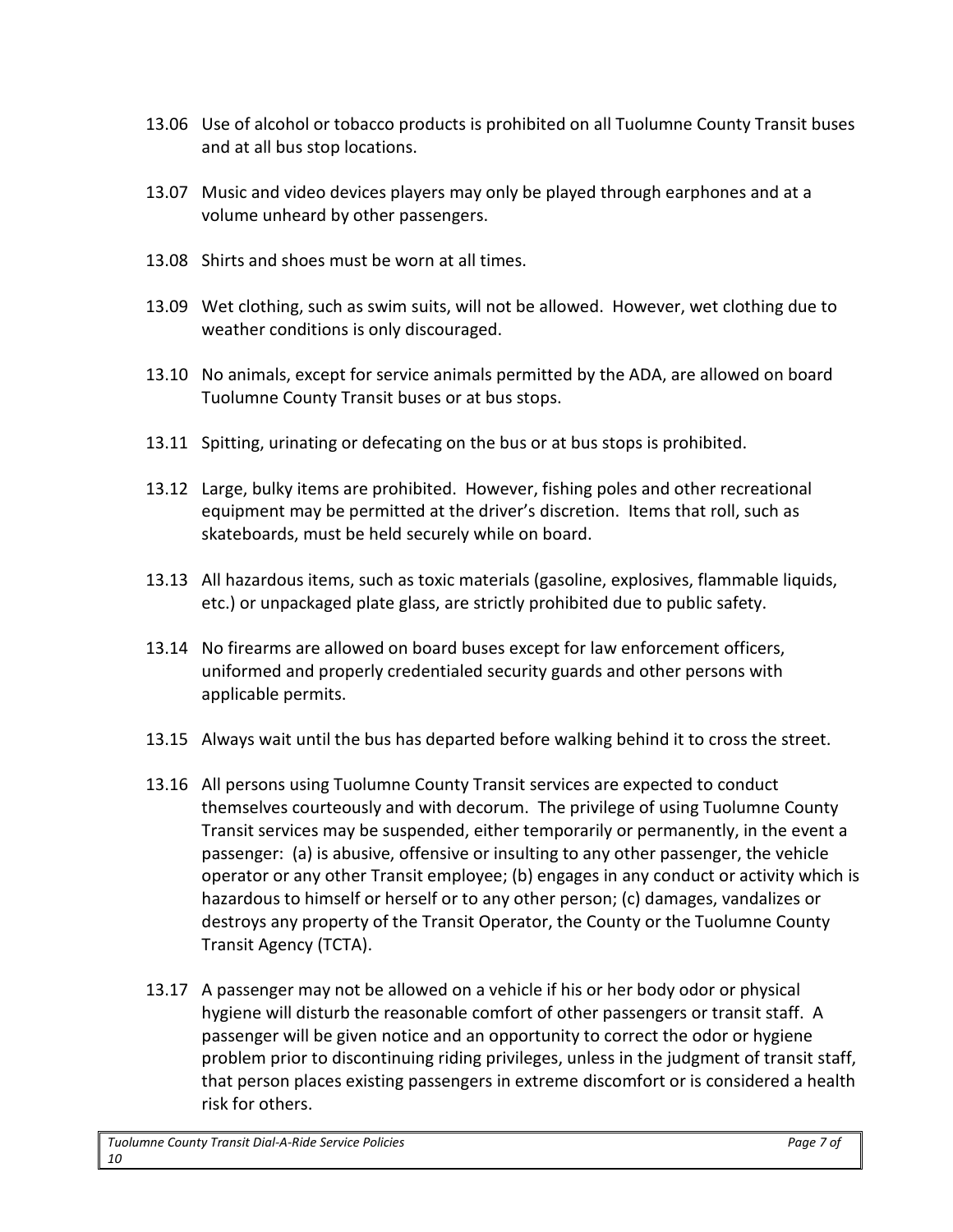13.06 Use of alcohol or tobacco products is prohibited on all Tuolumne County Transit buses and at all bus stop locations.

13.07 Music and video devices players may only be played through earphones and at a volume unheard by other passengers.

13.08 Shirts and shoes must be worn at all times.

13.09 Wet clothing, such as swim suits, will not be allowed. However, wet clothing due to weather conditions is only discouraged.

13.10 No animals, except for service animals permitted by the ADA, are allowed on board Tuolumne County Transit buses or at bus stops.

13.11 Spitting, urinating or defecating on the bus or at bus stops is prohibited.

13.12 Large, bulky items are prohibited. However, fishing poles and other recreational equipment may be permitted at the driver's discretion. Items that roll, such as skateboards, must be held securely while on board.

13.13 All hazardous items, such as toxic materials (gasoline, explosives, flammable liquids, etc.) or unpackaged plate glass, are strictly prohibited due to public safety.

13.14 No firearms are allowed on board buses except for law enforcement officers, uniformed and properly credentialed security guards and other persons with applicable permits.

13.15 Always wait until the bus has departed before walking behind it to cross the street.

13.16 All persons using Tuolumne County Transit services are expected to conduct themselves courteously and with decorum. The privilege of using Tuolumne County Transit services may be suspended, either temporarily or permanently, in the event a passenger: (a) is abusive, offensive or insulting to any other passenger, the vehicle operator or any other Transit employee; (b) engages in any conduct or activity which is hazardous to himself or herself or to any other person; (c) damages, vandalizes or destroys any property of the Transit Operator, the County or the Tuolumne County Transit Agency (TCTA).

13.17 A passenger may not be allowed on a vehicle if his or her body odor or physical hygiene will disturb the reasonable comfort of other passengers or transit staff. A passenger will be given notice and an opportunity to correct the odor or hygiene problem prior to discontinuing riding privileges, unless in the judgment of transit staff, that person places existing passengers in extreme discomfort or is considered a health risk for others.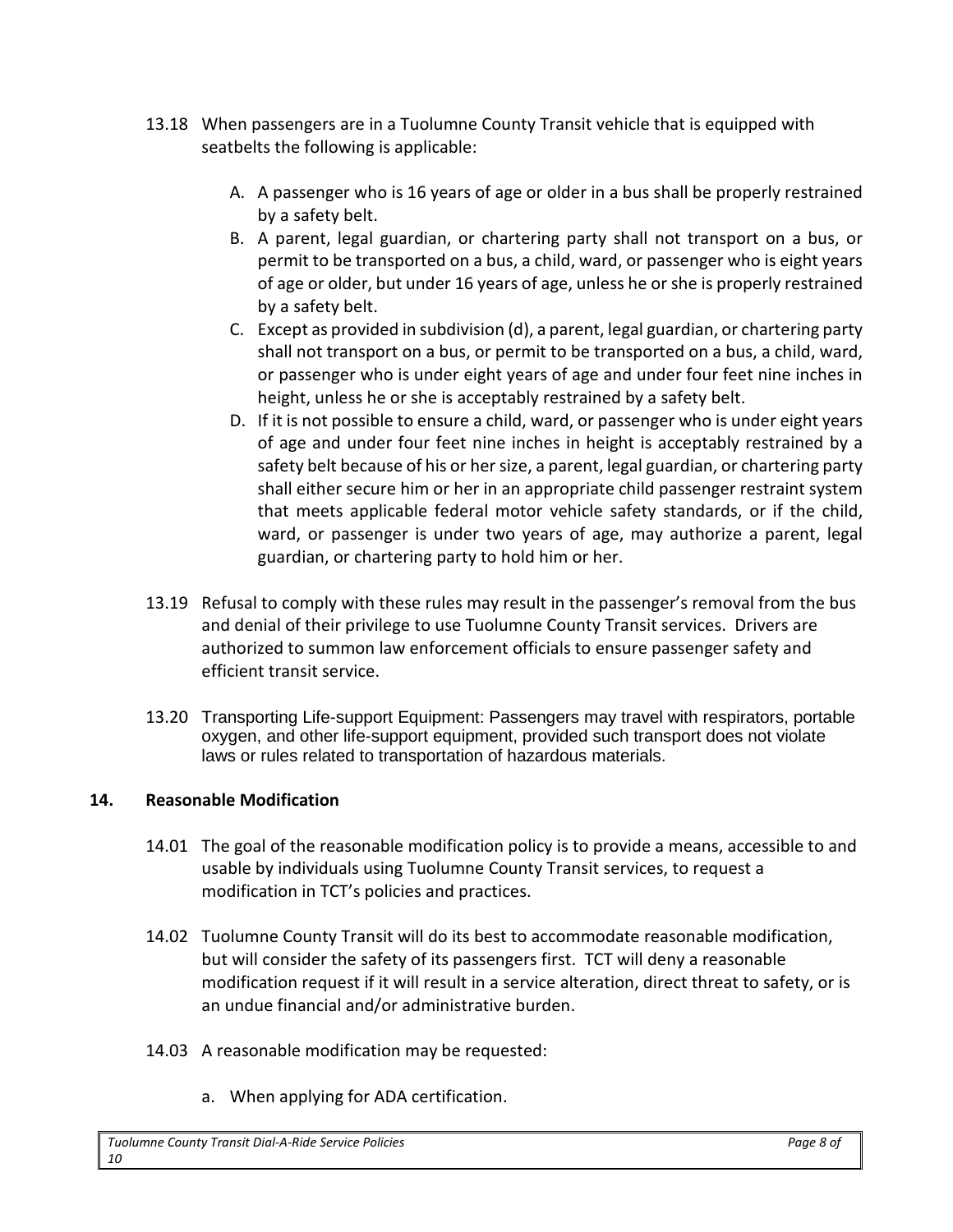13.18 When passengers are in a Tuolumne County Transit vehicle that is equipped with seatbelts the following is applicable:

A. A passenger who is 16 years of age or older in a bus shall be properly restrained by a safety belt.
B. A parent, legal guardian, or chartering party shall not transport on a bus, or permit to be transported on a bus, a child, ward, or passenger who is eight years of age or older, but under 16 years of age, unless he or she is properly restrained by a safety belt.
C. Except as provided in subdivision (d), a parent, legal guardian, or chartering party shall not transport on a bus, or permit to be transported on a bus, a child, ward, or passenger who is under eight years of age and under four feet nine inches in height, unless he or she is acceptably restrained by a safety belt.
D. If it is not possible to ensure a child, ward, or passenger who is under eight years of age and under four feet nine inches in height is acceptably restrained by a safety belt because of his or her size, a parent, legal guardian, or chartering party shall either secure him or her in an appropriate child passenger restraint system that meets applicable federal motor vehicle safety standards, or if the child, ward, or passenger is under two years of age, may authorize a parent, legal guardian, or chartering party to hold him or her.

13.19 Refusal to comply with these rules may result in the passenger's removal from the bus and denial of their privilege to use Tuolumne County Transit services. Drivers are authorized to summon law enforcement officials to ensure passenger safety and efficient transit service.

13.20 Transporting Life-support Equipment: Passengers may travel with respirators, portable oxygen, and other life-support equipment, provided such transport does not violate laws or rules related to transportation of hazardous materials.

## 14. Reasonable Modification

14.01 The goal of the reasonable modification policy is to provide a means, accessible to and usable by individuals using Tuolumne County Transit services, to request a modification in TCT's policies and practices.

14.02 Tuolumne County Transit will do its best to accommodate reasonable modification, but will consider the safety of its passengers first. TCT will deny a reasonable modification request if it will result in a service alteration, direct threat to safety, or is an undue financial and/or administrative burden.

14.03 A reasonable modification may be requested:

a. When applying for ADA certification.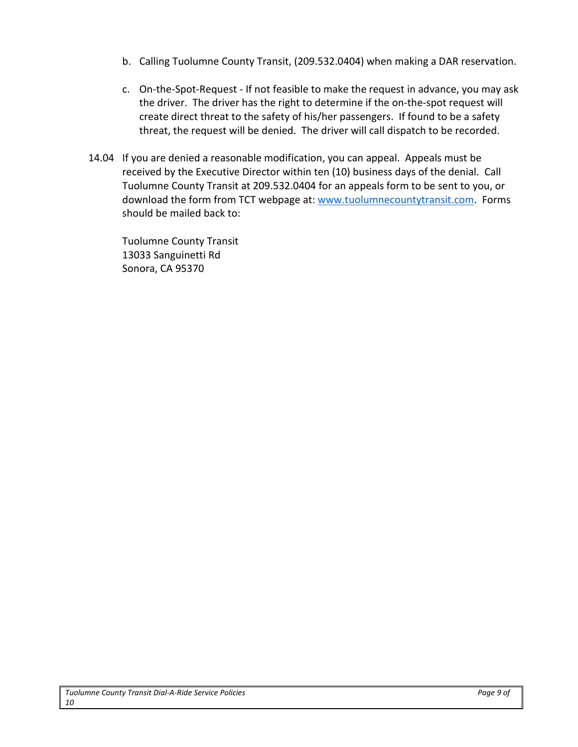b. Calling Tuolumne County Transit, (209.532.0404) when making a DAR reservation.

c. On-the-Spot-Request - If not feasible to make the request in advance, you may ask the driver. The driver has the right to determine if the on-the-spot request will create direct threat to the safety of his/her passengers. If found to be a safety threat, the request will be denied. The driver will call dispatch to be recorded.

14.04 If you are denied a reasonable modification, you can appeal. Appeals must be received by the Executive Director within ten (10) business days of the denial. Call Tuolumne County Transit at 209.532.0404 for an appeals form to be sent to you, or download the form from TCT webpage at: [www.tuolumnecountytransit.com](http://www.tuolumnecountytransit.com). Forms should be mailed back to:

Tuolumne County Transit
13033 Sanguinetti Rd
Sonora, CA 95370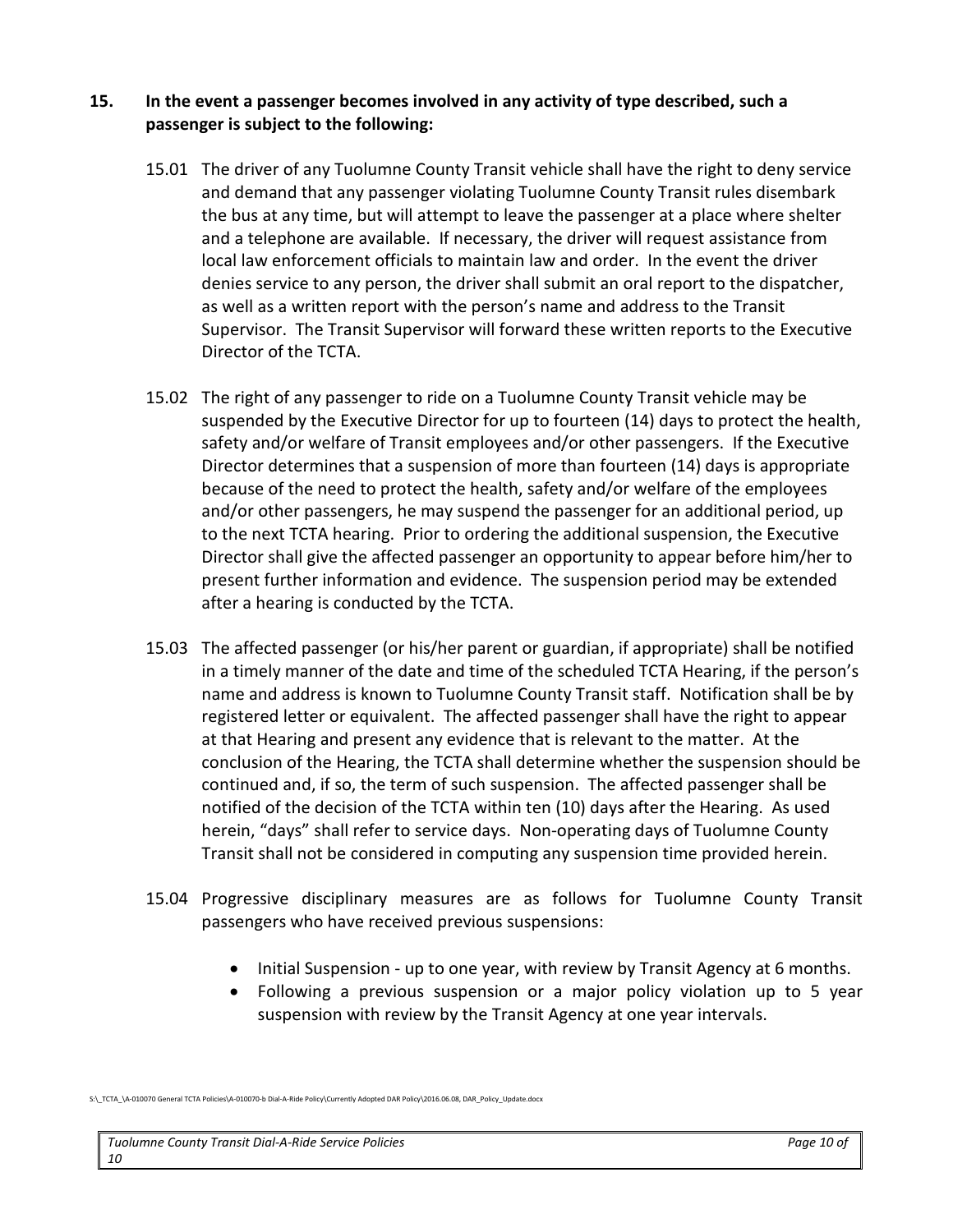**15. In the event a passenger becomes involved in any activity of type described, such a passenger is subject to the following:**

15.01 The driver of any Tuolumne County Transit vehicle shall have the right to deny service and demand that any passenger violating Tuolumne County Transit rules disembark the bus at any time, but will attempt to leave the passenger at a place where shelter and a telephone are available. If necessary, the driver will request assistance from local law enforcement officials to maintain law and order. In the event the driver denies service to any person, the driver shall submit an oral report to the dispatcher, as well as a written report with the person's name and address to the Transit Supervisor. The Transit Supervisor will forward these written reports to the Executive Director of the TCTA.

15.02 The right of any passenger to ride on a Tuolumne County Transit vehicle may be suspended by the Executive Director for up to fourteen (14) days to protect the health, safety and/or welfare of Transit employees and/or other passengers. If the Executive Director determines that a suspension of more than fourteen (14) days is appropriate because of the need to protect the health, safety and/or welfare of the employees and/or other passengers, he may suspend the passenger for an additional period, up to the next TCTA hearing. Prior to ordering the additional suspension, the Executive Director shall give the affected passenger an opportunity to appear before him/her to present further information and evidence. The suspension period may be extended after a hearing is conducted by the TCTA.

15.03 The affected passenger (or his/her parent or guardian, if appropriate) shall be notified in a timely manner of the date and time of the scheduled TCTA Hearing, if the person's name and address is known to Tuolumne County Transit staff. Notification shall be by registered letter or equivalent. The affected passenger shall have the right to appear at that Hearing and present any evidence that is relevant to the matter. At the conclusion of the Hearing, the TCTA shall determine whether the suspension should be continued and, if so, the term of such suspension. The affected passenger shall be notified of the decision of the TCTA within ten (10) days after the Hearing. As used herein, "days" shall refer to service days. Non-operating days of Tuolumne County Transit shall not be considered in computing any suspension time provided herein.

15.04 Progressive disciplinary measures are as follows for Tuolumne County Transit passengers who have received previous suspensions:

- Initial Suspension - up to one year, with review by Transit Agency at 6 months.
- Following a previous suspension or a major policy violation up to 5 year suspension with review by the Transit Agency at one year intervals.

S:\_TCTA_\A-010070 General TCTA Policies\A-010070-b Dial-A-Ride Policy\Currently Adopted DAR Policy\2016.06.08, DAR_Policy_Update.docx